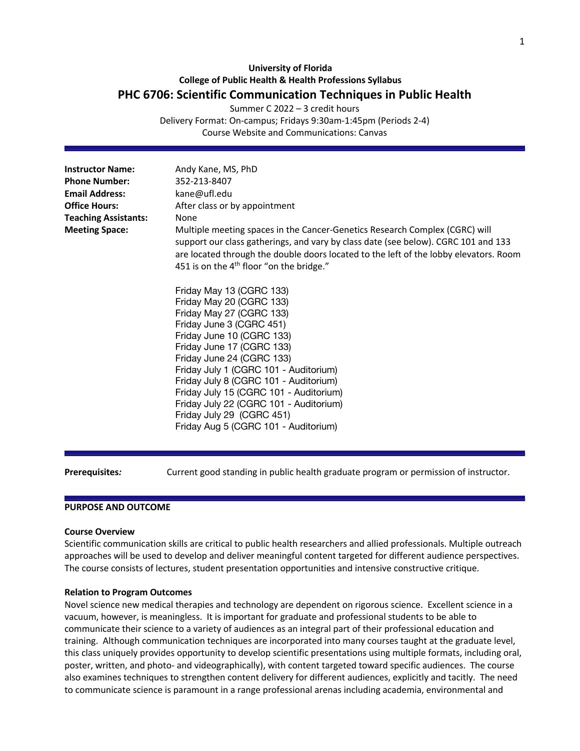**University of Florida**
**College of Public Health & Health Professions Syllabus**

# PHC 6706: Scientific Communication Techniques in Public Health

Summer C 2022 – 3 credit hours
Delivery Format: On-campus; Fridays 9:30am-1:45pm (Periods 2-4)
Course Website and Communications: Canvas

**Instructor Name:** Andy Kane, MS, PhD
**Phone Number:** 352-213-8407
**Email Address:** kane@ufl.edu
**Office Hours:** After class or by appointment
**Teaching Assistants:** None
**Meeting Space:** Multiple meeting spaces in the Cancer-Genetics Research Complex (CGRC) will support our class gatherings, and vary by class date (see below). CGRC 101 and 133 are located through the double doors located to the left of the lobby elevators. Room 451 is on the 4th floor "on the bridge."

Friday May 13 (CGRC 133)
Friday May 20 (CGRC 133)
Friday May 27 (CGRC 133)
Friday June 3 (CGRC 451)
Friday June 10 (CGRC 133)
Friday June 17 (CGRC 133)
Friday June 24 (CGRC 133)
Friday July 1 (CGRC 101 - Auditorium)
Friday July 8 (CGRC 101 - Auditorium)
Friday July 15 (CGRC 101 - Auditorium)
Friday July 22 (CGRC 101 - Auditorium)
Friday July 29 (CGRC 451)
Friday Aug 5 (CGRC 101 - Auditorium)

**Prerequisites*:*** Current good standing in public health graduate program or permission of instructor.

## PURPOSE AND OUTCOME

### Course Overview

Scientific communication skills are critical to public health researchers and allied professionals. Multiple outreach approaches will be used to develop and deliver meaningful content targeted for different audience perspectives. The course consists of lectures, student presentation opportunities and intensive constructive critique.

### Relation to Program Outcomes

Novel science new medical therapies and technology are dependent on rigorous science. Excellent science in a vacuum, however, is meaningless. It is important for graduate and professional students to be able to communicate their science to a variety of audiences as an integral part of their professional education and training. Although communication techniques are incorporated into many courses taught at the graduate level, this class uniquely provides opportunity to develop scientific presentations using multiple formats, including oral, poster, written, and photo- and videographically), with content targeted toward specific audiences. The course also examines techniques to strengthen content delivery for different audiences, explicitly and tacitly. The need to communicate science is paramount in a range professional arenas including academia, environmental and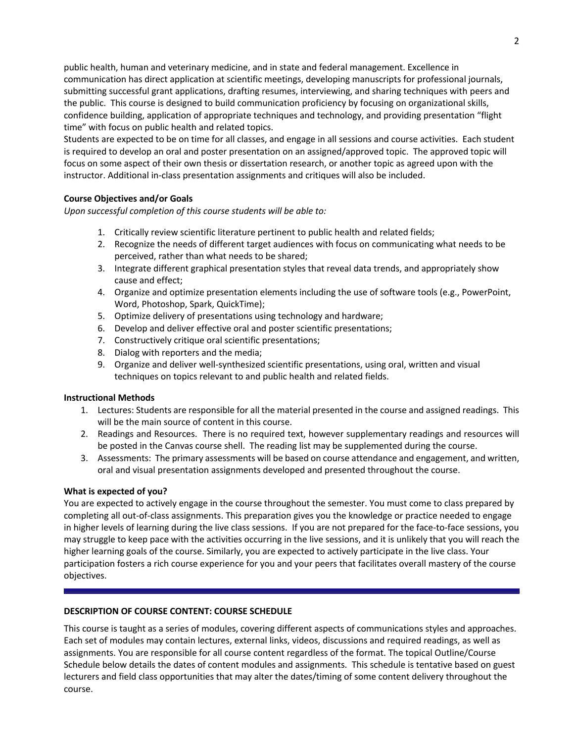public health, human and veterinary medicine, and in state and federal management. Excellence in communication has direct application at scientific meetings, developing manuscripts for professional journals, submitting successful grant applications, drafting resumes, interviewing, and sharing techniques with peers and the public. This course is designed to build communication proficiency by focusing on organizational skills, confidence building, application of appropriate techniques and technology, and providing presentation "flight time" with focus on public health and related topics.

Students are expected to be on time for all classes, and engage in all sessions and course activities. Each student is required to develop an oral and poster presentation on an assigned/approved topic. The approved topic will focus on some aspect of their own thesis or dissertation research, or another topic as agreed upon with the instructor. Additional in-class presentation assignments and critiques will also be included.

**Course Objectives and/or Goals**

*Upon successful completion of this course students will be able to:*

1. Critically review scientific literature pertinent to public health and related fields;
2. Recognize the needs of different target audiences with focus on communicating what needs to be perceived, rather than what needs to be shared;
3. Integrate different graphical presentation styles that reveal data trends, and appropriately show cause and effect;
4. Organize and optimize presentation elements including the use of software tools (e.g., PowerPoint, Word, Photoshop, Spark, QuickTime);
5. Optimize delivery of presentations using technology and hardware;
6. Develop and deliver effective oral and poster scientific presentations;
7. Constructively critique oral scientific presentations;
8. Dialog with reporters and the media;
9. Organize and deliver well-synthesized scientific presentations, using oral, written and visual techniques on topics relevant to and public health and related fields.

**Instructional Methods**

1. Lectures: Students are responsible for all the material presented in the course and assigned readings. This will be the main source of content in this course.
2. Readings and Resources. There is no required text, however supplementary readings and resources will be posted in the Canvas course shell. The reading list may be supplemented during the course.
3. Assessments: The primary assessments will be based on course attendance and engagement, and written, oral and visual presentation assignments developed and presented throughout the course.

**What is expected of you?**

You are expected to actively engage in the course throughout the semester. You must come to class prepared by completing all out-of-class assignments. This preparation gives you the knowledge or practice needed to engage in higher levels of learning during the live class sessions. If you are not prepared for the face-to-face sessions, you may struggle to keep pace with the activities occurring in the live sessions, and it is unlikely that you will reach the higher learning goals of the course. Similarly, you are expected to actively participate in the live class. Your participation fosters a rich course experience for you and your peers that facilitates overall mastery of the course objectives.

**DESCRIPTION OF COURSE CONTENT: COURSE SCHEDULE**

This course is taught as a series of modules, covering different aspects of communications styles and approaches. Each set of modules may contain lectures, external links, videos, discussions and required readings, as well as assignments. You are responsible for all course content regardless of the format. The topical Outline/Course Schedule below details the dates of content modules and assignments. This schedule is tentative based on guest lecturers and field class opportunities that may alter the dates/timing of some content delivery throughout the course.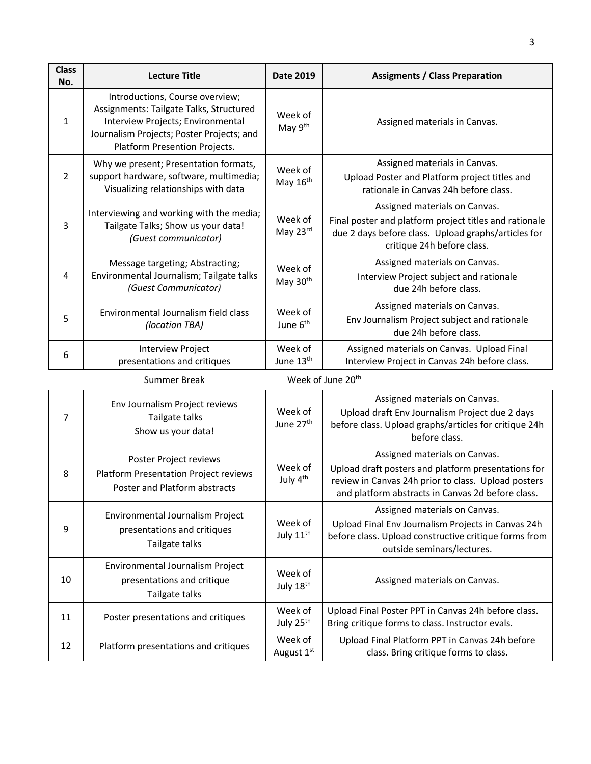| Class No. | Lecture Title | Date 2019 | Assigments / Class Preparation |
|---|---|---|---|
| 1 | Introductions, Course overview; Assignments: Tailgate Talks, Structured Interview Projects; Environmental Journalism Projects; Poster Projects; and Platform Presention Projects. | Week of May 9th | Assigned materials in Canvas. |
| 2 | Why we present; Presentation formats, support hardware, software, multimedia; Visualizing relationships with data | Week of May 16th | Assigned materials in Canvas. Upload Poster and Platform project titles and rationale in Canvas 24h before class. |
| 3 | Interviewing and working with the media; Tailgate Talks; Show us your data! *(Guest communicator)* | Week of May 23rd | Assigned materials on Canvas. Final poster and platform project titles and rationale due 2 days before class. Upload graphs/articles for critique 24h before class. |
| 4 | Message targeting; Abstracting; Environmental Journalism; Tailgate talks *(Guest Communicator)* | Week of May 30th | Assigned materials on Canvas. Interview Project subject and rationale due 24h before class. |
| 5 | Environmental Journalism field class *(location TBA)* | Week of June 6th | Assigned materials on Canvas. Env Journalism Project subject and rationale due 24h before class. |
| 6 | Interview Project presentations and critiques | Week of June 13th | Assigned materials on Canvas. Upload Final Interview Project in Canvas 24h before class. |
| | Summer Break | Week of June 20th | |
| 7 | Env Journalism Project reviews Tailgate talks Show us your data! | Week of June 27th | Assigned materials on Canvas. Upload draft Env Journalism Project due 2 days before class. Upload graphs/articles for critique 24h before class. |
| 8 | Poster Project reviews Platform Presentation Project reviews Poster and Platform abstracts | Week of July 4th | Assigned materials on Canvas. Upload draft posters and platform presentations for review in Canvas 24h prior to class. Upload posters and platform abstracts in Canvas 2d before class. |
| 9 | Environmental Journalism Project presentations and critiques Tailgate talks | Week of July 11th | Assigned materials on Canvas. Upload Final Env Journalism Projects in Canvas 24h before class. Upload constructive critique forms from outside seminars/lectures. |
| 10 | Environmental Journalism Project presentations and critique Tailgate talks | Week of July 18th | Assigned materials on Canvas. |
| 11 | Poster presentations and critiques | Week of July 25th | Upload Final Poster PPT in Canvas 24h before class. Bring critique forms to class. Instructor evals. |
| 12 | Platform presentations and critiques | Week of August 1st | Upload Final Platform PPT in Canvas 24h before class. Bring critique forms to class. |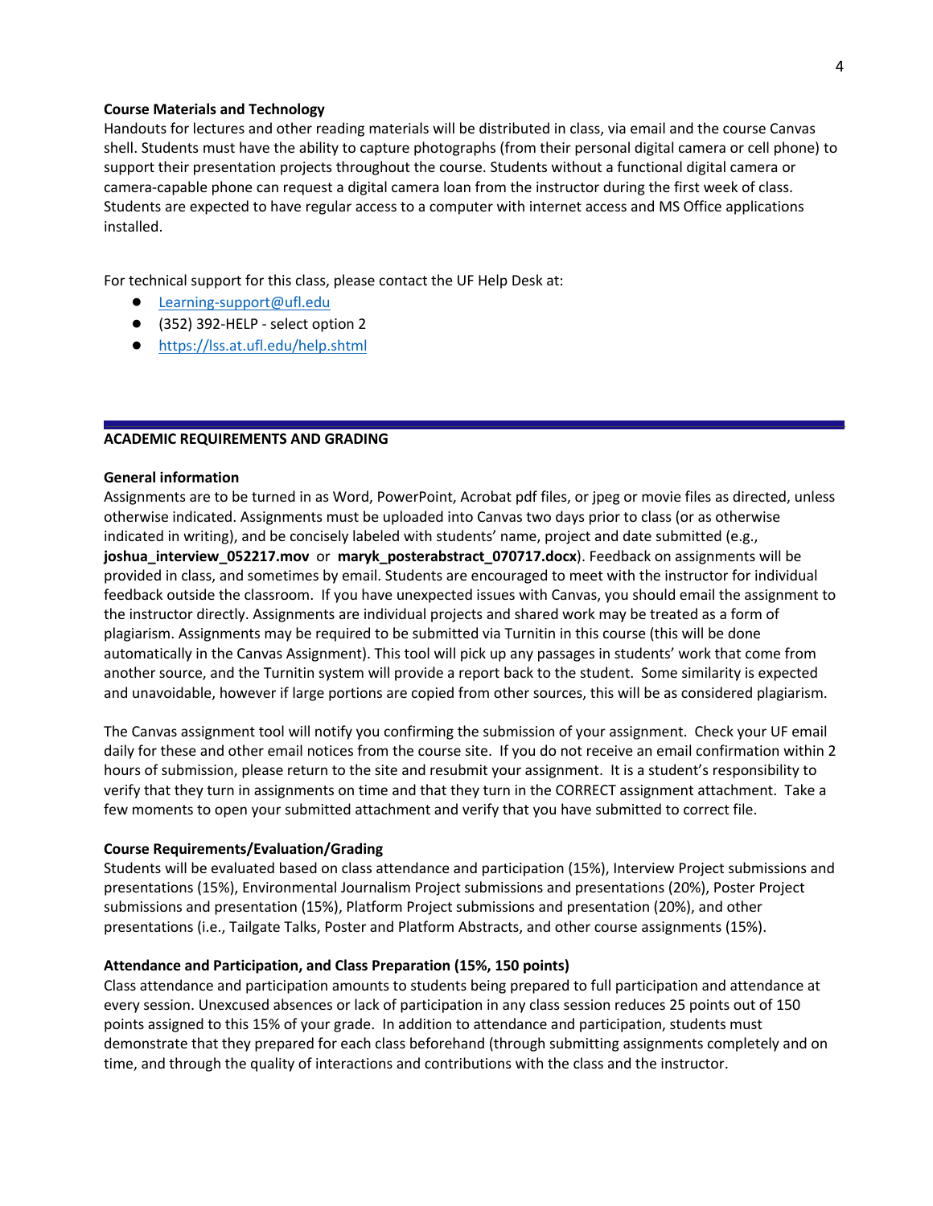**Course Materials and Technology**

Handouts for lectures and other reading materials will be distributed in class, via email and the course Canvas shell. Students must have the ability to capture photographs (from their personal digital camera or cell phone) to support their presentation projects throughout the course. Students without a functional digital camera or camera-capable phone can request a digital camera loan from the instructor during the first week of class. Students are expected to have regular access to a computer with internet access and MS Office applications installed.

For technical support for this class, please contact the UF Help Desk at:

- Learning-support@ufl.edu
- (352) 392-HELP - select option 2
- https://lss.at.ufl.edu/help.shtml

---

## ACADEMIC REQUIREMENTS AND GRADING

**General information**

Assignments are to be turned in as Word, PowerPoint, Acrobat pdf files, or jpeg or movie files as directed, unless otherwise indicated. Assignments must be uploaded into Canvas two days prior to class (or as otherwise indicated in writing), and be concisely labeled with students' name, project and date submitted (e.g., **joshua_interview_052217.mov** or **maryk_posterabstract_070717.docx**). Feedback on assignments will be provided in class, and sometimes by email. Students are encouraged to meet with the instructor for individual feedback outside the classroom. If you have unexpected issues with Canvas, you should email the assignment to the instructor directly. Assignments are individual projects and shared work may be treated as a form of plagiarism. Assignments may be required to be submitted via Turnitin in this course (this will be done automatically in the Canvas Assignment). This tool will pick up any passages in students' work that come from another source, and the Turnitin system will provide a report back to the student. Some similarity is expected and unavoidable, however if large portions are copied from other sources, this will be as considered plagiarism.

The Canvas assignment tool will notify you confirming the submission of your assignment. Check your UF email daily for these and other email notices from the course site. If you do not receive an email confirmation within 2 hours of submission, please return to the site and resubmit your assignment. It is a student's responsibility to verify that they turn in assignments on time and that they turn in the CORRECT assignment attachment. Take a few moments to open your submitted attachment and verify that you have submitted to correct file.

**Course Requirements/Evaluation/Grading**

Students will be evaluated based on class attendance and participation (15%), Interview Project submissions and presentations (15%), Environmental Journalism Project submissions and presentations (20%), Poster Project submissions and presentation (15%), Platform Project submissions and presentation (20%), and other presentations (i.e., Tailgate Talks, Poster and Platform Abstracts, and other course assignments (15%).

**Attendance and Participation, and Class Preparation (15%, 150 points)**

Class attendance and participation amounts to students being prepared to full participation and attendance at every session. Unexcused absences or lack of participation in any class session reduces 25 points out of 150 points assigned to this 15% of your grade. In addition to attendance and participation, students must demonstrate that they prepared for each class beforehand (through submitting assignments completely and on time, and through the quality of interactions and contributions with the class and the instructor.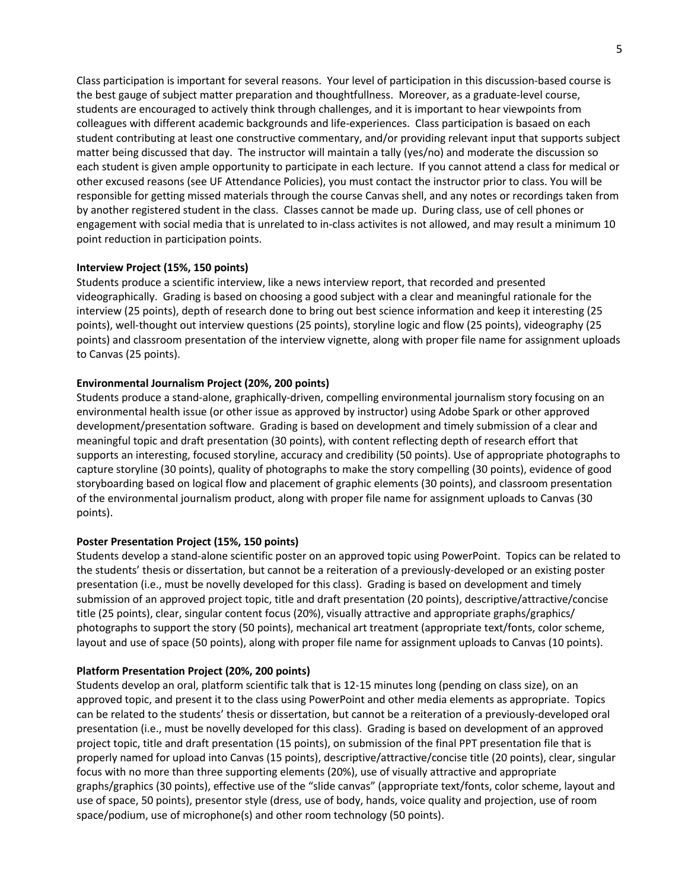Class participation is important for several reasons. Your level of participation in this discussion-based course is the best gauge of subject matter preparation and thoughtfullness. Moreover, as a graduate-level course, students are encouraged to actively think through challenges, and it is important to hear viewpoints from colleagues with different academic backgrounds and life-experiences. Class participation is basaed on each student contributing at least one constructive commentary, and/or providing relevant input that supports subject matter being discussed that day. The instructor will maintain a tally (yes/no) and moderate the discussion so each student is given ample opportunity to participate in each lecture. If you cannot attend a class for medical or other excused reasons (see UF Attendance Policies), you must contact the instructor prior to class. You will be responsible for getting missed materials through the course Canvas shell, and any notes or recordings taken from by another registered student in the class. Classes cannot be made up. During class, use of cell phones or engagement with social media that is unrelated to in-class activites is not allowed, and may result a minimum 10 point reduction in participation points.

**Interview Project (15%, 150 points)**
Students produce a scientific interview, like a news interview report, that recorded and presented videographically. Grading is based on choosing a good subject with a clear and meaningful rationale for the interview (25 points), depth of research done to bring out best science information and keep it interesting (25 points), well-thought out interview questions (25 points), storyline logic and flow (25 points), videography (25 points) and classroom presentation of the interview vignette, along with proper file name for assignment uploads to Canvas (25 points).

**Environmental Journalism Project (20%, 200 points)**
Students produce a stand-alone, graphically-driven, compelling environmental journalism story focusing on an environmental health issue (or other issue as approved by instructor) using Adobe Spark or other approved development/presentation software. Grading is based on development and timely submission of a clear and meaningful topic and draft presentation (30 points), with content reflecting depth of research effort that supports an interesting, focused storyline, accuracy and credibility (50 points). Use of appropriate photographs to capture storyline (30 points), quality of photographs to make the story compelling (30 points), evidence of good storyboarding based on logical flow and placement of graphic elements (30 points), and classroom presentation of the environmental journalism product, along with proper file name for assignment uploads to Canvas (30 points).

**Poster Presentation Project (15%, 150 points)**
Students develop a stand-alone scientific poster on an approved topic using PowerPoint. Topics can be related to the students' thesis or dissertation, but cannot be a reiteration of a previously-developed or an existing poster presentation (i.e., must be novelly developed for this class). Grading is based on development and timely submission of an approved project topic, title and draft presentation (20 points), descriptive/attractive/concise title (25 points), clear, singular content focus (20%), visually attractive and appropriate graphs/graphics/ photographs to support the story (50 points), mechanical art treatment (appropriate text/fonts, color scheme, layout and use of space (50 points), along with proper file name for assignment uploads to Canvas (10 points).

**Platform Presentation Project (20%, 200 points)**
Students develop an oral, platform scientific talk that is 12-15 minutes long (pending on class size), on an approved topic, and present it to the class using PowerPoint and other media elements as appropriate. Topics can be related to the students' thesis or dissertation, but cannot be a reiteration of a previously-developed oral presentation (i.e., must be novelly developed for this class). Grading is based on development of an approved project topic, title and draft presentation (15 points), on submission of the final PPT presentation file that is properly named for upload into Canvas (15 points), descriptive/attractive/concise title (20 points), clear, singular focus with no more than three supporting elements (20%), use of visually attractive and appropriate graphs/graphics (30 points), effective use of the "slide canvas" (appropriate text/fonts, color scheme, layout and use of space, 50 points), presentor style (dress, use of body, hands, voice quality and projection, use of room space/podium, use of microphone(s) and other room technology (50 points).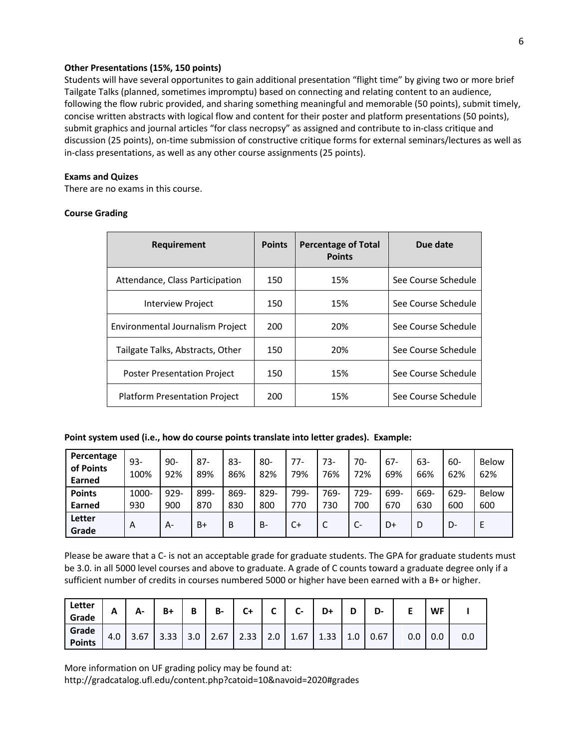**Other Presentations (15%, 150 points)**

Students will have several opportunites to gain additional presentation "flight time" by giving two or more brief Tailgate Talks (planned, sometimes impromptu) based on connecting and relating content to an audience, following the flow rubric provided, and sharing something meaningful and memorable (50 points), submit timely, concise written abstracts with logical flow and content for their poster and platform presentations (50 points), submit graphics and journal articles "for class necropsy" as assigned and contribute to in-class critique and discussion (25 points), on-time submission of constructive critique forms for external seminars/lectures as well as in-class presentations, as well as any other course assignments (25 points).

**Exams and Quizes**

There are no exams in this course.

**Course Grading**

| Requirement | Points | Percentage of Total Points | Due date |
|---|---|---|---|
| Attendance, Class Participation | 150 | 15% | See Course Schedule |
| Interview Project | 150 | 15% | See Course Schedule |
| Environmental Journalism Project | 200 | 20% | See Course Schedule |
| Tailgate Talks, Abstracts, Other | 150 | 20% | See Course Schedule |
| Poster Presentation Project | 150 | 15% | See Course Schedule |
| Platform Presentation Project | 200 | 15% | See Course Schedule |

**Point system used (i.e., how do course points translate into letter grades). Example:**

| Percentage of Points Earned | 93-100% | 90-92% | 87-89% | 83-86% | 80-82% | 77-79% | 73-76% | 70-72% | 67-69% | 63-66% | 60-62% | Below 62% |
|---|---|---|---|---|---|---|---|---|---|---|---|---|
| Points Earned | 1000-930 | 929-900 | 899-870 | 869-830 | 829-800 | 799-770 | 769-730 | 729-700 | 699-670 | 669-630 | 629-600 | Below 600 |
| Letter Grade | A | A- | B+ | B | B- | C+ | C | C- | D+ | D | D- | E |

Please be aware that a C- is not an acceptable grade for graduate students. The GPA for graduate students must be 3.0. in all 5000 level courses and above to graduate. A grade of C counts toward a graduate degree only if a sufficient number of credits in courses numbered 5000 or higher have been earned with a B+ or higher.

| Letter Grade | A | A- | B+ | B | B- | C+ | C | C- | D+ | D | D- | E | WF | I |
|---|---|---|---|---|---|---|---|---|---|---|---|---|---|---|
| Grade Points | 4.0 | 3.67 | 3.33 | 3.0 | 2.67 | 2.33 | 2.0 | 1.67 | 1.33 | 1.0 | 0.67 | 0.0 | 0.0 | 0.0 |

More information on UF grading policy may be found at:
http://gradcatalog.ufl.edu/content.php?catoid=10&navoid=2020#grades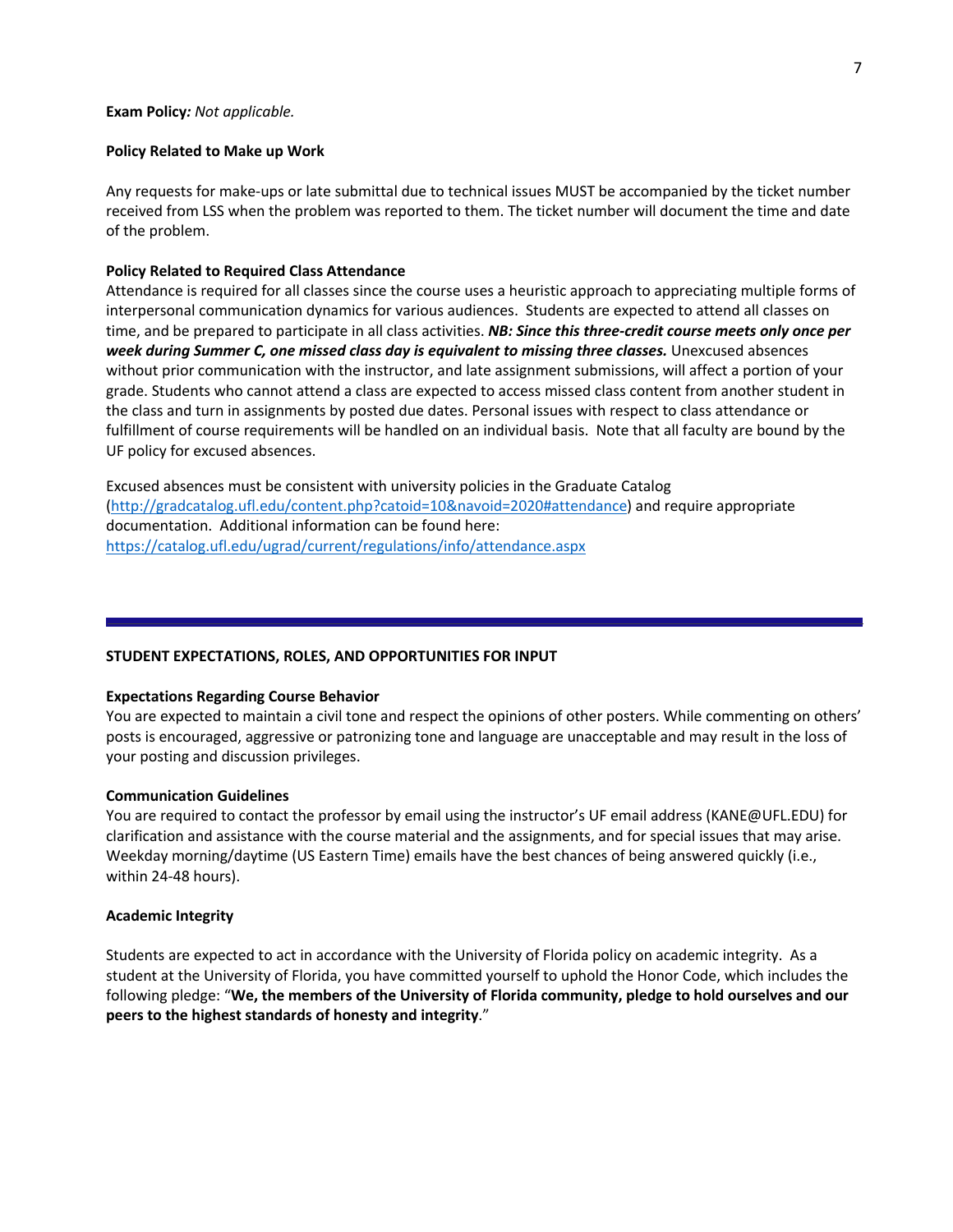**Exam Policy***: Not applicable.*

**Policy Related to Make up Work**

Any requests for make-ups or late submittal due to technical issues MUST be accompanied by the ticket number received from LSS when the problem was reported to them. The ticket number will document the time and date of the problem.

**Policy Related to Required Class Attendance**

Attendance is required for all classes since the course uses a heuristic approach to appreciating multiple forms of interpersonal communication dynamics for various audiences. Students are expected to attend all classes on time, and be prepared to participate in all class activities. ***NB: Since this three-credit course meets only once per week during Summer C, one missed class day is equivalent to missing three classes.*** Unexcused absences without prior communication with the instructor, and late assignment submissions, will affect a portion of your grade. Students who cannot attend a class are expected to access missed class content from another student in the class and turn in assignments by posted due dates. Personal issues with respect to class attendance or fulfillment of course requirements will be handled on an individual basis. Note that all faculty are bound by the UF policy for excused absences.

Excused absences must be consistent with university policies in the Graduate Catalog (http://gradcatalog.ufl.edu/content.php?catoid=10&navoid=2020#attendance) and require appropriate documentation. Additional information can be found here: https://catalog.ufl.edu/ugrad/current/regulations/info/attendance.aspx

---

## STUDENT EXPECTATIONS, ROLES, AND OPPORTUNITIES FOR INPUT

**Expectations Regarding Course Behavior**

You are expected to maintain a civil tone and respect the opinions of other posters. While commenting on others' posts is encouraged, aggressive or patronizing tone and language are unacceptable and may result in the loss of your posting and discussion privileges.

**Communication Guidelines**

You are required to contact the professor by email using the instructor's UF email address (KANE@UFL.EDU) for clarification and assistance with the course material and the assignments, and for special issues that may arise. Weekday morning/daytime (US Eastern Time) emails have the best chances of being answered quickly (i.e., within 24-48 hours).

**Academic Integrity**

Students are expected to act in accordance with the University of Florida policy on academic integrity. As a student at the University of Florida, you have committed yourself to uphold the Honor Code, which includes the following pledge: "**We, the members of the University of Florida community, pledge to hold ourselves and our peers to the highest standards of honesty and integrity**."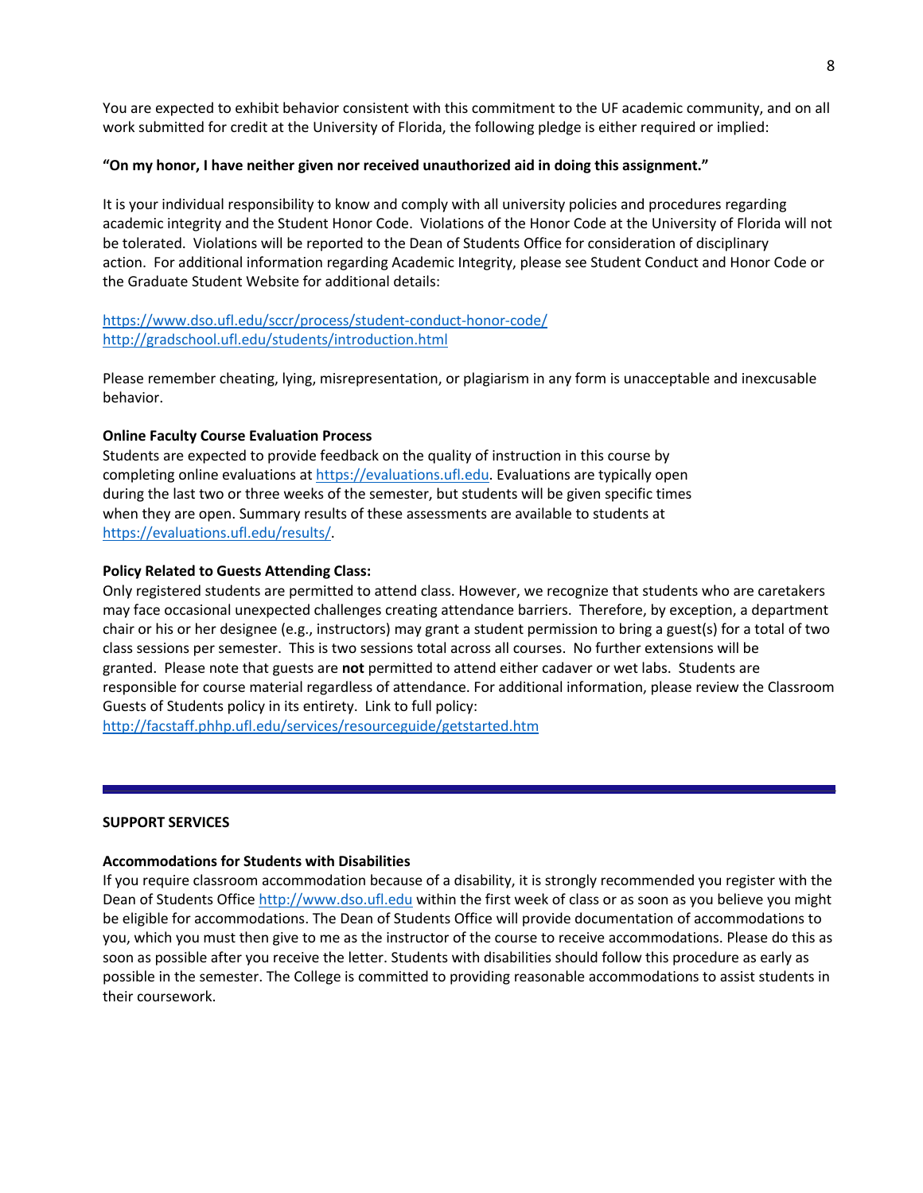You are expected to exhibit behavior consistent with this commitment to the UF academic community, and on all work submitted for credit at the University of Florida, the following pledge is either required or implied:

**"On my honor, I have neither given nor received unauthorized aid in doing this assignment."**

It is your individual responsibility to know and comply with all university policies and procedures regarding academic integrity and the Student Honor Code. Violations of the Honor Code at the University of Florida will not be tolerated. Violations will be reported to the Dean of Students Office for consideration of disciplinary action. For additional information regarding Academic Integrity, please see Student Conduct and Honor Code or the Graduate Student Website for additional details:

https://www.dso.ufl.edu/sccr/process/student-conduct-honor-code/
http://gradschool.ufl.edu/students/introduction.html

Please remember cheating, lying, misrepresentation, or plagiarism in any form is unacceptable and inexcusable behavior.

**Online Faculty Course Evaluation Process**

Students are expected to provide feedback on the quality of instruction in this course by completing online evaluations at https://evaluations.ufl.edu. Evaluations are typically open during the last two or three weeks of the semester, but students will be given specific times when they are open. Summary results of these assessments are available to students at https://evaluations.ufl.edu/results/.

**Policy Related to Guests Attending Class:**

Only registered students are permitted to attend class. However, we recognize that students who are caretakers may face occasional unexpected challenges creating attendance barriers. Therefore, by exception, a department chair or his or her designee (e.g., instructors) may grant a student permission to bring a guest(s) for a total of two class sessions per semester. This is two sessions total across all courses. No further extensions will be granted. Please note that guests are **not** permitted to attend either cadaver or wet labs. Students are responsible for course material regardless of attendance. For additional information, please review the Classroom Guests of Students policy in its entirety. Link to full policy:
http://facstaff.phhp.ufl.edu/services/resourceguide/getstarted.htm

---

## SUPPORT SERVICES

**Accommodations for Students with Disabilities**

If you require classroom accommodation because of a disability, it is strongly recommended you register with the Dean of Students Office http://www.dso.ufl.edu within the first week of class or as soon as you believe you might be eligible for accommodations. The Dean of Students Office will provide documentation of accommodations to you, which you must then give to me as the instructor of the course to receive accommodations. Please do this as soon as possible after you receive the letter. Students with disabilities should follow this procedure as early as possible in the semester. The College is committed to providing reasonable accommodations to assist students in their coursework.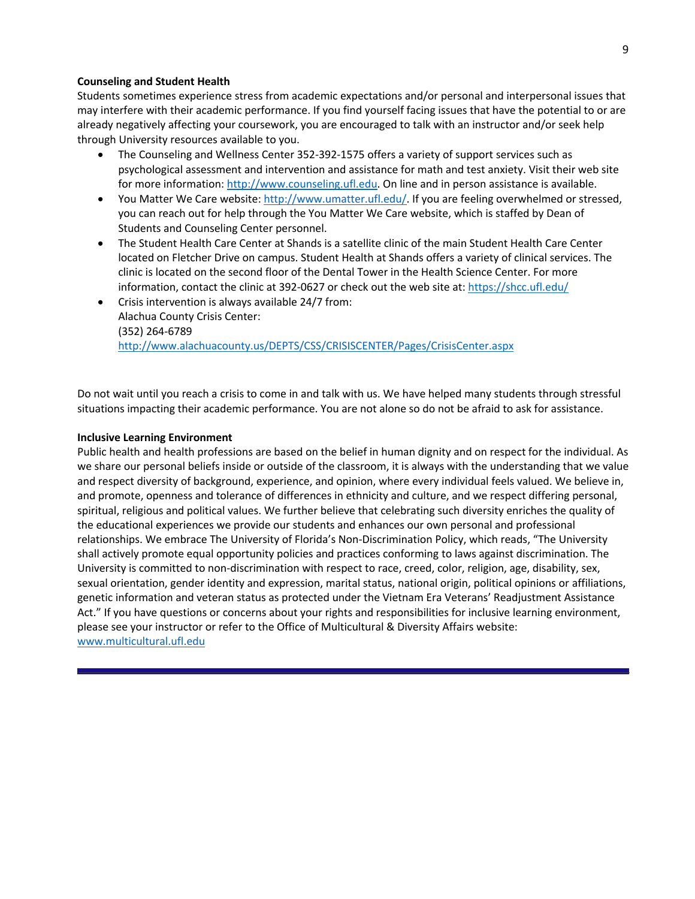**Counseling and Student Health**

Students sometimes experience stress from academic expectations and/or personal and interpersonal issues that may interfere with their academic performance. If you find yourself facing issues that have the potential to or are already negatively affecting your coursework, you are encouraged to talk with an instructor and/or seek help through University resources available to you.

- The Counseling and Wellness Center 352-392-1575 offers a variety of support services such as psychological assessment and intervention and assistance for math and test anxiety. Visit their web site for more information: http://www.counseling.ufl.edu. On line and in person assistance is available.
- You Matter We Care website: http://www.umatter.ufl.edu/. If you are feeling overwhelmed or stressed, you can reach out for help through the You Matter We Care website, which is staffed by Dean of Students and Counseling Center personnel.
- The Student Health Care Center at Shands is a satellite clinic of the main Student Health Care Center located on Fletcher Drive on campus. Student Health at Shands offers a variety of clinical services. The clinic is located on the second floor of the Dental Tower in the Health Science Center. For more information, contact the clinic at 392-0627 or check out the web site at: https://shcc.ufl.edu/
- Crisis intervention is always available 24/7 from:
  Alachua County Crisis Center:
  (352) 264-6789
  http://www.alachuacounty.us/DEPTS/CSS/CRISISCENTER/Pages/CrisisCenter.aspx

Do not wait until you reach a crisis to come in and talk with us. We have helped many students through stressful situations impacting their academic performance. You are not alone so do not be afraid to ask for assistance.

**Inclusive Learning Environment**

Public health and health professions are based on the belief in human dignity and on respect for the individual. As we share our personal beliefs inside or outside of the classroom, it is always with the understanding that we value and respect diversity of background, experience, and opinion, where every individual feels valued. We believe in, and promote, openness and tolerance of differences in ethnicity and culture, and we respect differing personal, spiritual, religious and political values. We further believe that celebrating such diversity enriches the quality of the educational experiences we provide our students and enhances our own personal and professional relationships. We embrace The University of Florida's Non-Discrimination Policy, which reads, "The University shall actively promote equal opportunity policies and practices conforming to laws against discrimination. The University is committed to non-discrimination with respect to race, creed, color, religion, age, disability, sex, sexual orientation, gender identity and expression, marital status, national origin, political opinions or affiliations, genetic information and veteran status as protected under the Vietnam Era Veterans' Readjustment Assistance Act." If you have questions or concerns about your rights and responsibilities for inclusive learning environment, please see your instructor or refer to the Office of Multicultural & Diversity Affairs website: www.multicultural.ufl.edu